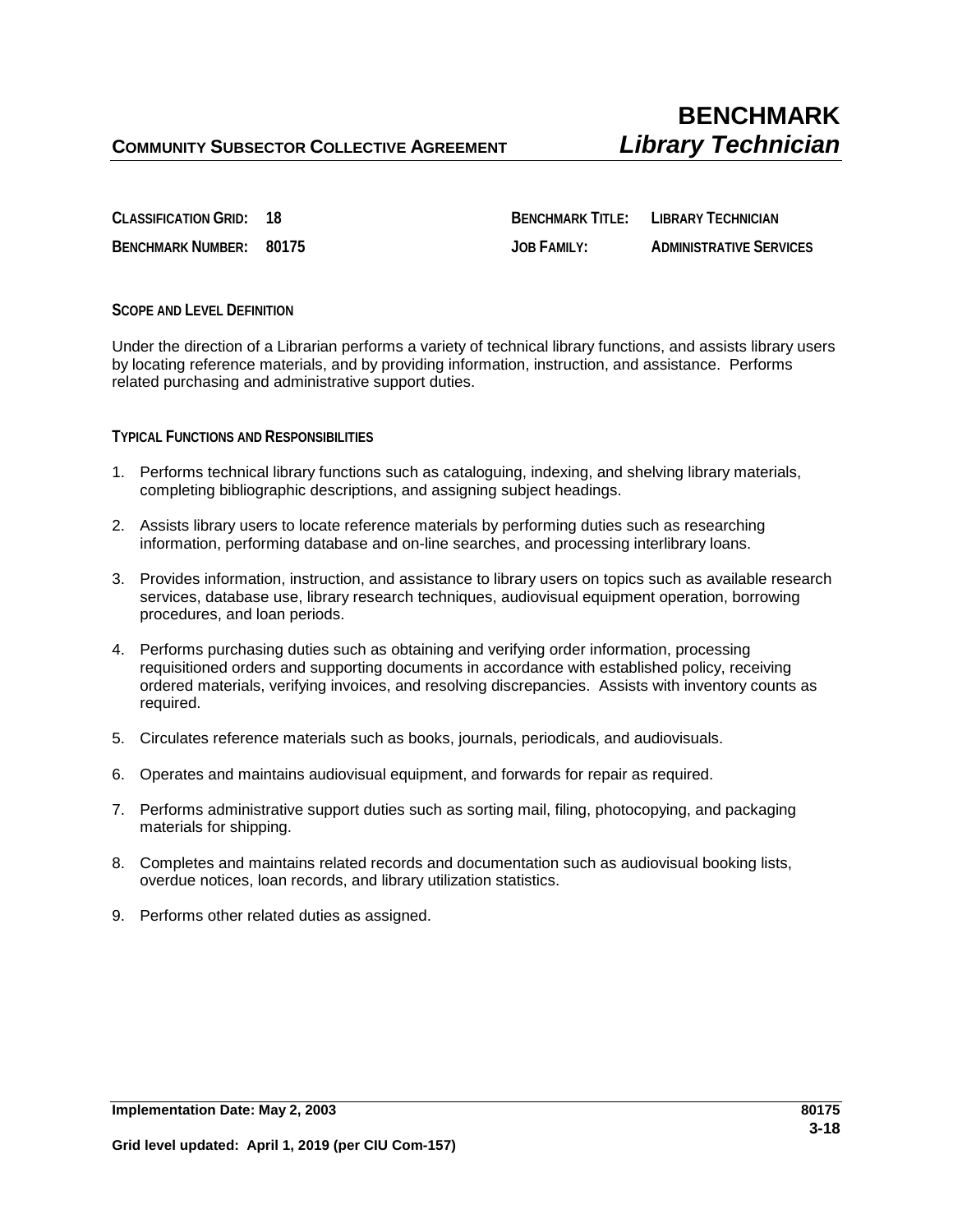**COMMUNITY SUBSECTOR COLLECTIVE AGREEMENT**

# BENCHMARK
# *Library Technician*

| | | | |
|---|---|---|---|
| **CLASSIFICATION GRID:** | **18** | **BENCHMARK TITLE:** | **LIBRARY TECHNICIAN** |
| **BENCHMARK NUMBER:** | **80175** | **JOB FAMILY:** | **ADMINISTRATIVE SERVICES** |

## SCOPE AND LEVEL DEFINITION

Under the direction of a Librarian performs a variety of technical library functions, and assists library users by locating reference materials, and by providing information, instruction, and assistance. Performs related purchasing and administrative support duties.

## TYPICAL FUNCTIONS AND RESPONSIBILITIES

1. Performs technical library functions such as cataloguing, indexing, and shelving library materials, completing bibliographic descriptions, and assigning subject headings.

2. Assists library users to locate reference materials by performing duties such as researching information, performing database and on-line searches, and processing interlibrary loans.

3. Provides information, instruction, and assistance to library users on topics such as available research services, database use, library research techniques, audiovisual equipment operation, borrowing procedures, and loan periods.

4. Performs purchasing duties such as obtaining and verifying order information, processing requisitioned orders and supporting documents in accordance with established policy, receiving ordered materials, verifying invoices, and resolving discrepancies. Assists with inventory counts as required.

5. Circulates reference materials such as books, journals, periodicals, and audiovisuals.

6. Operates and maintains audiovisual equipment, and forwards for repair as required.

7. Performs administrative support duties such as sorting mail, filing, photocopying, and packaging materials for shipping.

8. Completes and maintains related records and documentation such as audiovisual booking lists, overdue notices, loan records, and library utilization statistics.

9. Performs other related duties as assigned.

**Implementation Date: May 2, 2003**

**Grid level updated: April 1, 2019 (per CIU Com-157)**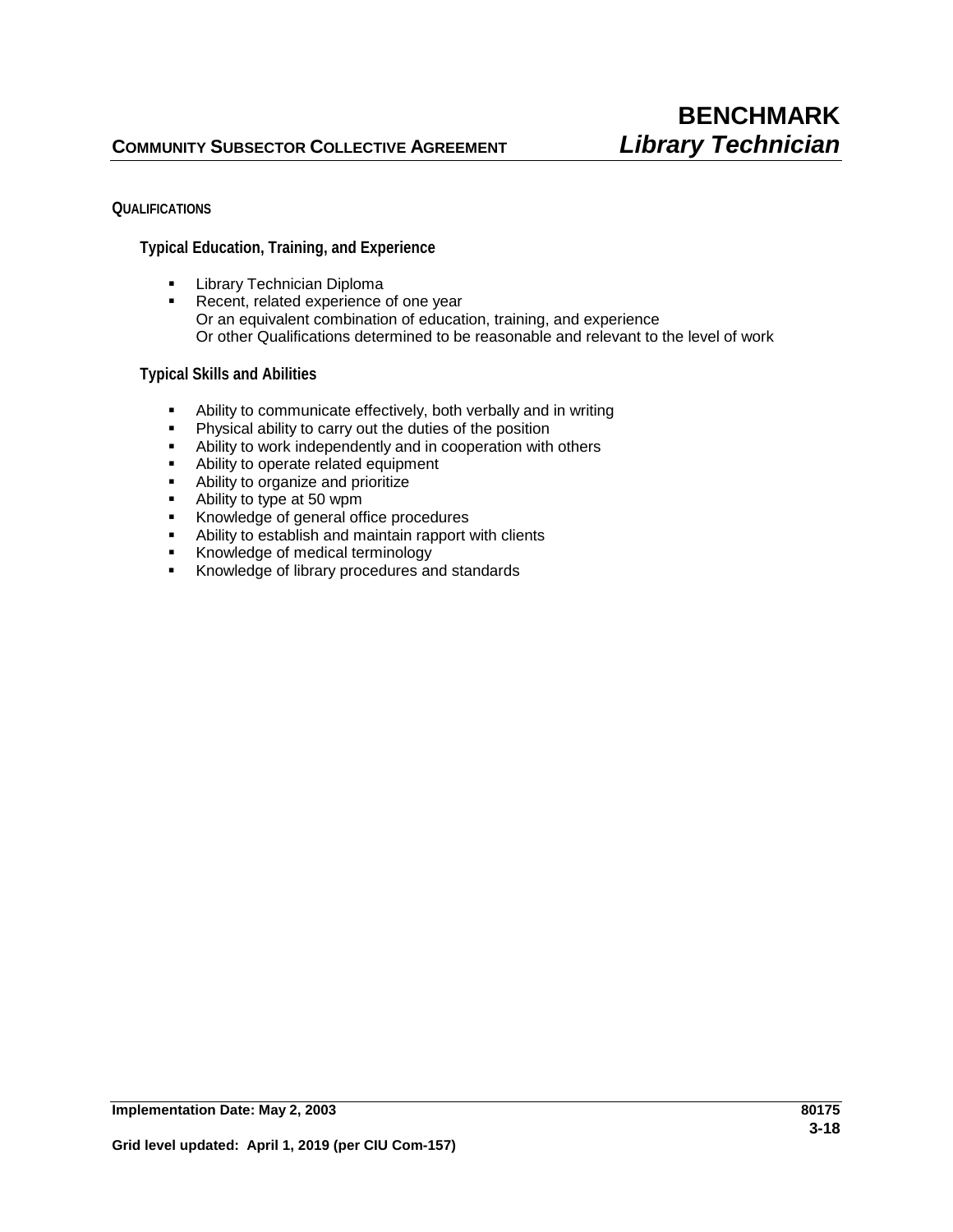## QUALIFICATIONS

### Typical Education, Training, and Experience

- Library Technician Diploma
- Recent, related experience of one year
  Or an equivalent combination of education, training, and experience
  Or other Qualifications determined to be reasonable and relevant to the level of work

### Typical Skills and Abilities

- Ability to communicate effectively, both verbally and in writing
- Physical ability to carry out the duties of the position
- Ability to work independently and in cooperation with others
- Ability to operate related equipment
- Ability to organize and prioritize
- Ability to type at 50 wpm
- Knowledge of general office procedures
- Ability to establish and maintain rapport with clients
- Knowledge of medical terminology
- Knowledge of library procedures and standards